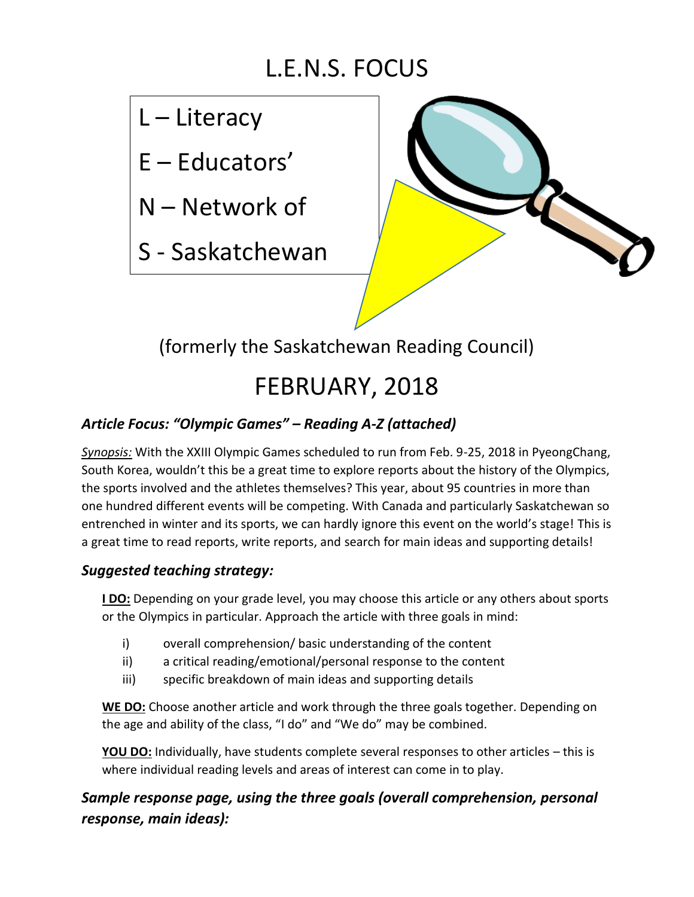# L.E.N.S. FOCUS

L – Literacy

E – Educators'

N – Network of

S - Saskatchewan

(formerly the Saskatchewan Reading Council)

# FEBRUARY, 2018

### *Article Focus: "Olympic Games" – Reading A-Z (attached)*

*Synopsis:* With the XXIII Olympic Games scheduled to run from Feb. 9-25, 2018 in PyeongChang, South Korea, wouldn't this be a great time to explore reports about the history of the Olympics, the sports involved and the athletes themselves? This year, about 95 countries in more than one hundred different events will be competing. With Canada and particularly Saskatchewan so entrenched in winter and its sports, we can hardly ignore this event on the world's stage! This is a great time to read reports, write reports, and search for main ideas and supporting details!

### *Suggested teaching strategy:*

**I DO:** Depending on your grade level, you may choose this article or any others about sports or the Olympics in particular. Approach the article with three goals in mind:

i) overall comprehension/ basic understanding of the content
ii) a critical reading/emotional/personal response to the content
iii) specific breakdown of main ideas and supporting details

**WE DO:** Choose another article and work through the three goals together. Depending on the age and ability of the class, "I do" and "We do" may be combined.

**YOU DO:** Individually, have students complete several responses to other articles – this is where individual reading levels and areas of interest can come in to play.

### *Sample response page, using the three goals (overall comprehension, personal response, main ideas):*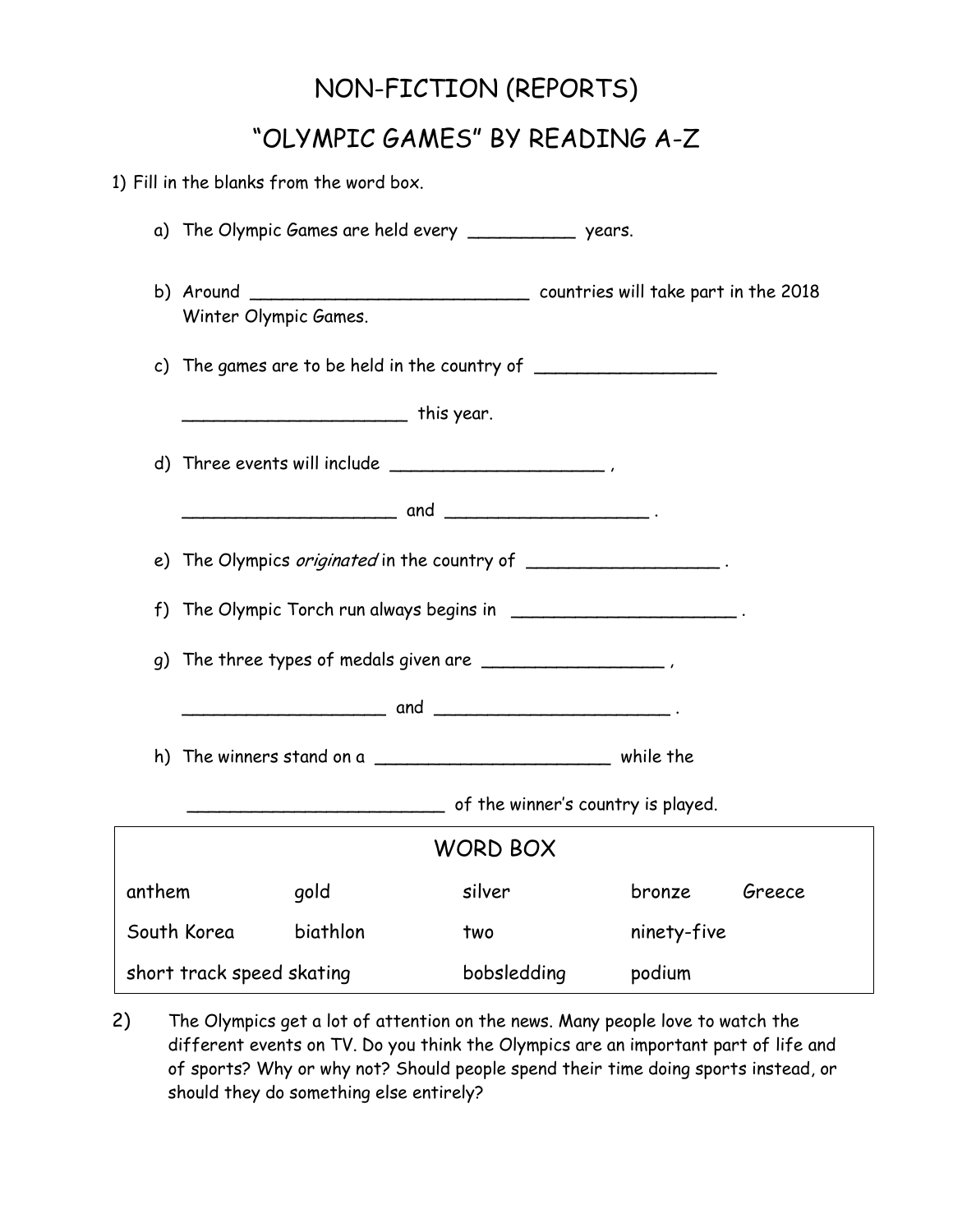# NON-FICTION (REPORTS)

## "OLYMPIC GAMES" BY READING A-Z

1) Fill in the blanks from the word box.

   a) The Olympic Games are held every __________ years.

   b) Around ___________________________ countries will take part in the 2018 Winter Olympic Games.

   c) The games are to be held in the country of _________________

      ______________________ this year.

   d) Three events will include _____________________ ,

      _____________________ and ____________________ .

   e) The Olympics *originated* in the country of ___________________ .

   f) The Olympic Torch run always begins in ______________________ .

   g) The three types of medals given are __________________ ,

      ____________________ and _______________________ .

   h) The winners stand on a _______________________ while the

      _________________________ of the winner's country is played.

| WORD BOX | | | | |
|---|---|---|---|---|
| anthem | gold | silver | bronze | Greece |
| South Korea | biathlon | two | ninety-five | |
| short track speed skating | | bobsledding | podium | |

2) The Olympics get a lot of attention on the news. Many people love to watch the different events on TV. Do you think the Olympics are an important part of life and of sports? Why or why not? Should people spend their time doing sports instead, or should they do something else entirely?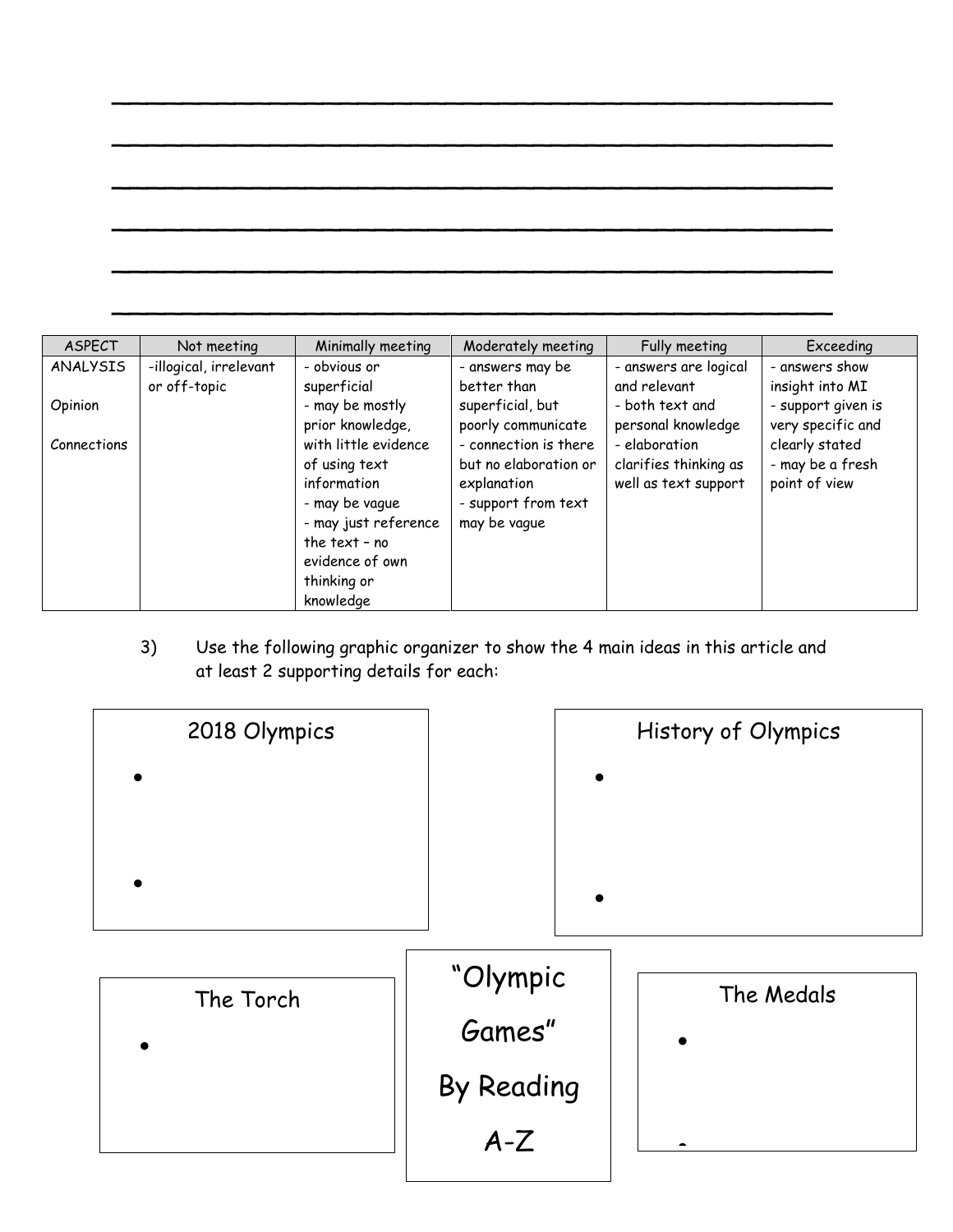______________________________________________

______________________________________________

______________________________________________

______________________________________________

______________________________________________

______________________________________________

| ASPECT | Not meeting | Minimally meeting | Moderately meeting | Fully meeting | Exceeding |
|---|---|---|---|---|---|
| ANALYSIS<br><br>Opinion<br><br>Connections | -illogical, irrelevant or off-topic | - obvious or superficial<br>- may be mostly prior knowledge, with little evidence of using text information<br>- may be vague<br>- may just reference the text – no evidence of own thinking or knowledge | - answers may be better than superficial, but poorly communicate<br>- connection is there but no elaboration or explanation<br>- support from text may be vague | - answers are logical and relevant<br>- both text and personal knowledge<br>- elaboration clarifies thinking as well as text support | - answers show insight into MI<br>- support given is very specific and clearly stated<br>- may be a fresh point of view |

3) Use the following graphic organizer to show the 4 main ideas in this article and at least 2 supporting details for each:

**2018 Olympics**

- 
- 

**History of Olympics**

- 
- 

**The Torch**

- 

**"Olympic Games" By Reading A-Z**

**The Medals**

- 
-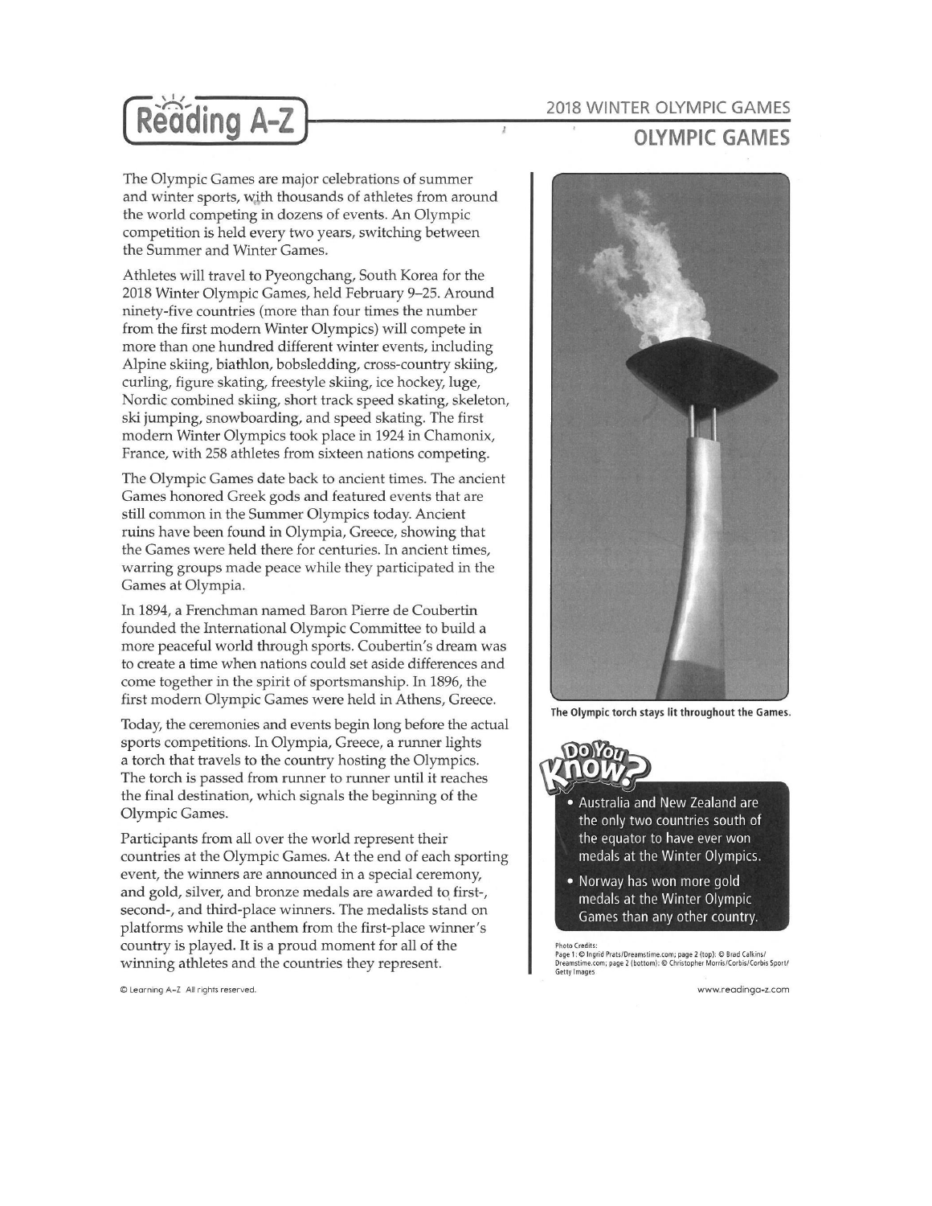# OLYMPIC GAMES

The Olympic Games are major celebrations of summer and winter sports, with thousands of athletes from around the world competing in dozens of events. An Olympic competition is held every two years, switching between the Summer and Winter Games.

Athletes will travel to Pyeongchang, South Korea for the 2018 Winter Olympic Games, held February 9–25. Around ninety-five countries (more than four times the number from the first modern Winter Olympics) will compete in more than one hundred different winter events, including Alpine skiing, biathlon, bobsledding, cross-country skiing, curling, figure skating, freestyle skiing, ice hockey, luge, Nordic combined skiing, short track speed skating, skeleton, ski jumping, snowboarding, and speed skating. The first modern Winter Olympics took place in 1924 in Chamonix, France, with 258 athletes from sixteen nations competing.

The Olympic Games date back to ancient times. The ancient Games honored Greek gods and featured events that are still common in the Summer Olympics today. Ancient ruins have been found in Olympia, Greece, showing that the Games were held there for centuries. In ancient times, warring groups made peace while they participated in the Games at Olympia.

In 1894, a Frenchman named Baron Pierre de Coubertin founded the International Olympic Committee to build a more peaceful world through sports. Coubertin's dream was to create a time when nations could set aside differences and come together in the spirit of sportsmanship. In 1896, the first modern Olympic Games were held in Athens, Greece.

Today, the ceremonies and events begin long before the actual sports competitions. In Olympia, Greece, a runner lights a torch that travels to the country hosting the Olympics. The torch is passed from runner to runner until it reaches the final destination, which signals the beginning of the Olympic Games.

Participants from all over the world represent their countries at the Olympic Games. At the end of each sporting event, the winners are announced in a special ceremony, and gold, silver, and bronze medals are awarded to first-, second-, and third-place winners. The medalists stand on platforms while the anthem from the first-place winner's country is played. It is a proud moment for all of the winning athletes and the countries they represent.

The Olympic torch stays lit throughout the Games.

## Do You Know?

- Australia and New Zealand are the only two countries south of the equator to have ever won medals at the Winter Olympics.
- Norway has won more gold medals at the Winter Olympic Games than any other country.

Photo Credits:
Page 1: © Ingrid Prats/Dreamstime.com; page 2 (top): © Brad Calkins/Dreamstime.com; page 2 (bottom): © Christopher Morris/Corbis/Corbis Sport/Getty Images